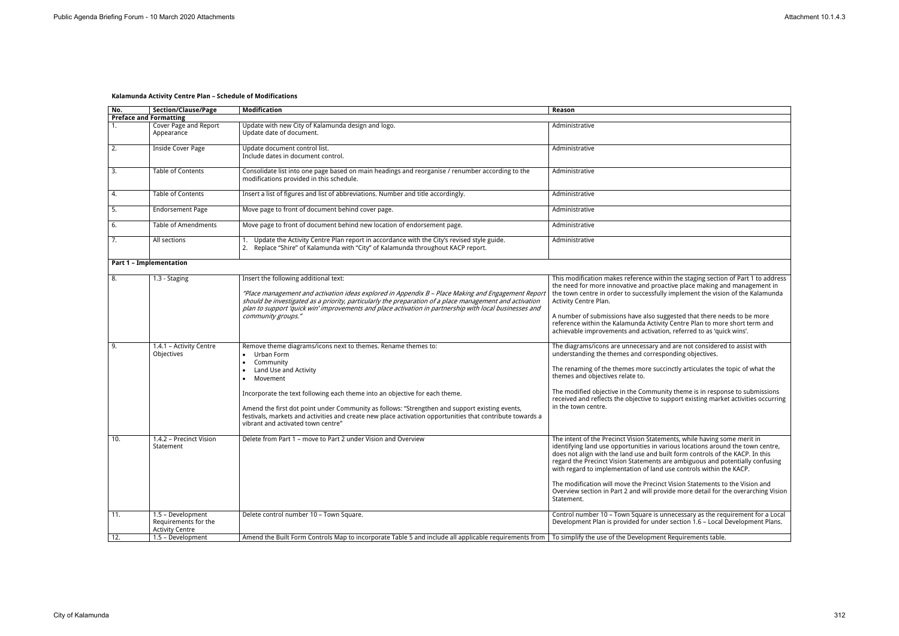**Kalamunda Activity Centre Plan – Schedule of Modifications**

| No. | Section/Clause/Page | Modification | Reason |
|---|---|---|---|
| **Preface and Formatting** | | | |
| 1. | Cover Page and Report Appearance | Update with new City of Kalamunda design and logo.<br>Update date of document. | Administrative |
| 2. | Inside Cover Page | Update document control list.<br>Include dates in document control. | Administrative |
| 3. | Table of Contents | Consolidate list into one page based on main headings and reorganise / renumber according to the modifications provided in this schedule. | Administrative |
| 4. | Table of Contents | Insert a list of figures and list of abbreviations. Number and title accordingly. | Administrative |
| 5. | Endorsement Page | Move page to front of document behind cover page. | Administrative |
| 6. | Table of Amendments | Move page to front of document behind new location of endorsement page. | Administrative |
| 7. | All sections | 1. Update the Activity Centre Plan report in accordance with the City's revised style guide.<br>2. Replace "Shire" of Kalamunda with "City" of Kalamunda throughout KACP report. | Administrative |
| **Part 1 – Implementation** | | | |
| 8. | 1.3 - Staging | Insert the following additional text:<br><br>*"Place management and activation ideas explored in Appendix B – Place Making and Engagement Report should be investigated as a priority, particularly the preparation of a place management and activation plan to support 'quick win' improvements and place activation in partnership with local businesses and community groups."* | This modification makes reference within the staging section of Part 1 to address the need for more innovative and proactive place making and management in the town centre in order to successfully implement the vision of the Kalamunda Activity Centre Plan.<br><br>A number of submissions have also suggested that there needs to be more reference within the Kalamunda Activity Centre Plan to more short term and achievable improvements and activation, referred to as 'quick wins'. |
| 9. | 1.4.1 – Activity Centre Objectives | Remove theme diagrams/icons next to themes. Rename themes to:<br>• Urban Form<br>• Community<br>• Land Use and Activity<br>• Movement<br><br>Incorporate the text following each theme into an objective for each theme.<br><br>Amend the first dot point under Community as follows: "Strengthen and support existing events, festivals, markets and activities and create new place activation opportunities that contribute towards a vibrant and activated town centre" | The diagrams/icons are unnecessary and are not considered to assist with understanding the themes and corresponding objectives.<br><br>The renaming of the themes more succinctly articulates the topic of what the themes and objectives relate to.<br><br>The modified objective in the Community theme is in response to submissions received and reflects the objective to support existing market activities occurring in the town centre. |
| 10. | 1.4.2 – Precinct Vision Statement | Delete from Part 1 – move to Part 2 under Vision and Overview | The intent of the Precinct Vision Statements, while having some merit in identifying land use opportunities in various locations around the town centre, does not align with the land use and built form controls of the KACP. In this regard the Precinct Vision Statements are ambiguous and potentially confusing with regard to implementation of land use controls within the KACP.<br><br>The modification will move the Precinct Vision Statements to the Vision and Overview section in Part 2 and will provide more detail for the overarching Vision Statement. |
| 11. | 1.5 – Development Requirements for the Activity Centre | Delete control number 10 – Town Square. | Control number 10 – Town Square is unnecessary as the requirement for a Local Development Plan is provided for under section 1.6 – Local Development Plans. |
| 12. | 1.5 – Development | Amend the Built Form Controls Map to incorporate Table 5 and include all applicable requirements from | To simplify the use of the Development Requirements table. |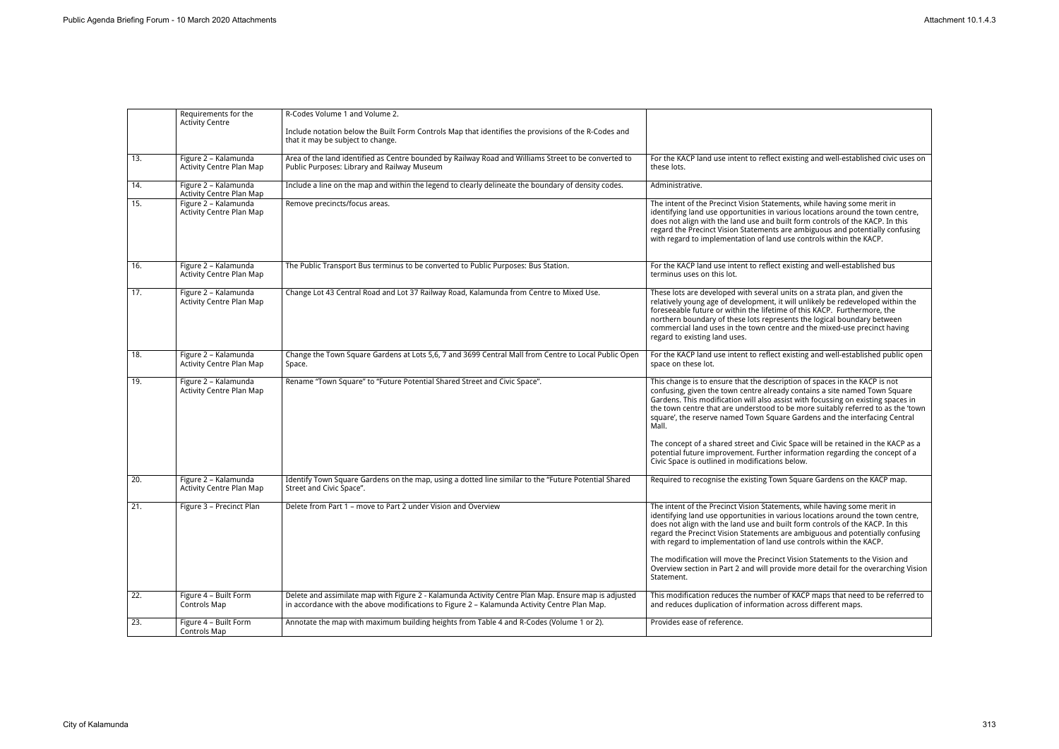|  | Requirements for the Activity Centre | R-Codes Volume 1 and Volume 2.<br><br>Include notation below the Built Form Controls Map that identifies the provisions of the R-Codes and that it may be subject to change. |  |
|---|---|---|---|
| 13. | Figure 2 – Kalamunda Activity Centre Plan Map | Area of the land identified as Centre bounded by Railway Road and Williams Street to be converted to Public Purposes: Library and Railway Museum | For the KACP land use intent to reflect existing and well-established civic uses on these lots. |
| 14. | Figure 2 – Kalamunda Activity Centre Plan Map | Include a line on the map and within the legend to clearly delineate the boundary of density codes. | Administrative. |
| 15. | Figure 2 – Kalamunda Activity Centre Plan Map | Remove precincts/focus areas. | The intent of the Precinct Vision Statements, while having some merit in identifying land use opportunities in various locations around the town centre, does not align with the land use and built form controls of the KACP. In this regard the Precinct Vision Statements are ambiguous and potentially confusing with regard to implementation of land use controls within the KACP. |
| 16. | Figure 2 – Kalamunda Activity Centre Plan Map | The Public Transport Bus terminus to be converted to Public Purposes: Bus Station. | For the KACP land use intent to reflect existing and well-established bus terminus uses on this lot. |
| 17. | Figure 2 – Kalamunda Activity Centre Plan Map | Change Lot 43 Central Road and Lot 37 Railway Road, Kalamunda from Centre to Mixed Use. | These lots are developed with several units on a strata plan, and given the relatively young age of development, it will unlikely be redeveloped within the foreseeable future or within the lifetime of this KACP. Furthermore, the northern boundary of these lots represents the logical boundary between commercial land uses in the town centre and the mixed-use precinct having regard to existing land uses. |
| 18. | Figure 2 – Kalamunda Activity Centre Plan Map | Change the Town Square Gardens at Lots 5,6, 7 and 3699 Central Mall from Centre to Local Public Open Space. | For the KACP land use intent to reflect existing and well-established public open space on these lot. |
| 19. | Figure 2 – Kalamunda Activity Centre Plan Map | Rename "Town Square" to "Future Potential Shared Street and Civic Space". | This change is to ensure that the description of spaces in the KACP is not confusing, given the town centre already contains a site named Town Square Gardens. This modification will also assist with focussing on existing spaces in the town centre that are understood to be more suitably referred to as the 'town square', the reserve named Town Square Gardens and the interfacing Central Mall.<br><br>The concept of a shared street and Civic Space will be retained in the KACP as a potential future improvement. Further information regarding the concept of a Civic Space is outlined in modifications below. |
| 20. | Figure 2 – Kalamunda Activity Centre Plan Map | Identify Town Square Gardens on the map, using a dotted line similar to the "Future Potential Shared Street and Civic Space". | Required to recognise the existing Town Square Gardens on the KACP map. |
| 21. | Figure 3 – Precinct Plan | Delete from Part 1 – move to Part 2 under Vision and Overview | The intent of the Precinct Vision Statements, while having some merit in identifying land use opportunities in various locations around the town centre, does not align with the land use and built form controls of the KACP. In this regard the Precinct Vision Statements are ambiguous and potentially confusing with regard to implementation of land use controls within the KACP.<br><br>The modification will move the Precinct Vision Statements to the Vision and Overview section in Part 2 and will provide more detail for the overarching Vision Statement. |
| 22. | Figure 4 – Built Form Controls Map | Delete and assimilate map with Figure 2 - Kalamunda Activity Centre Plan Map. Ensure map is adjusted in accordance with the above modifications to Figure 2 – Kalamunda Activity Centre Plan Map. | This modification reduces the number of KACP maps that need to be referred to and reduces duplication of information across different maps. |
| 23. | Figure 4 – Built Form Controls Map | Annotate the map with maximum building heights from Table 4 and R-Codes (Volume 1 or 2). | Provides ease of reference. |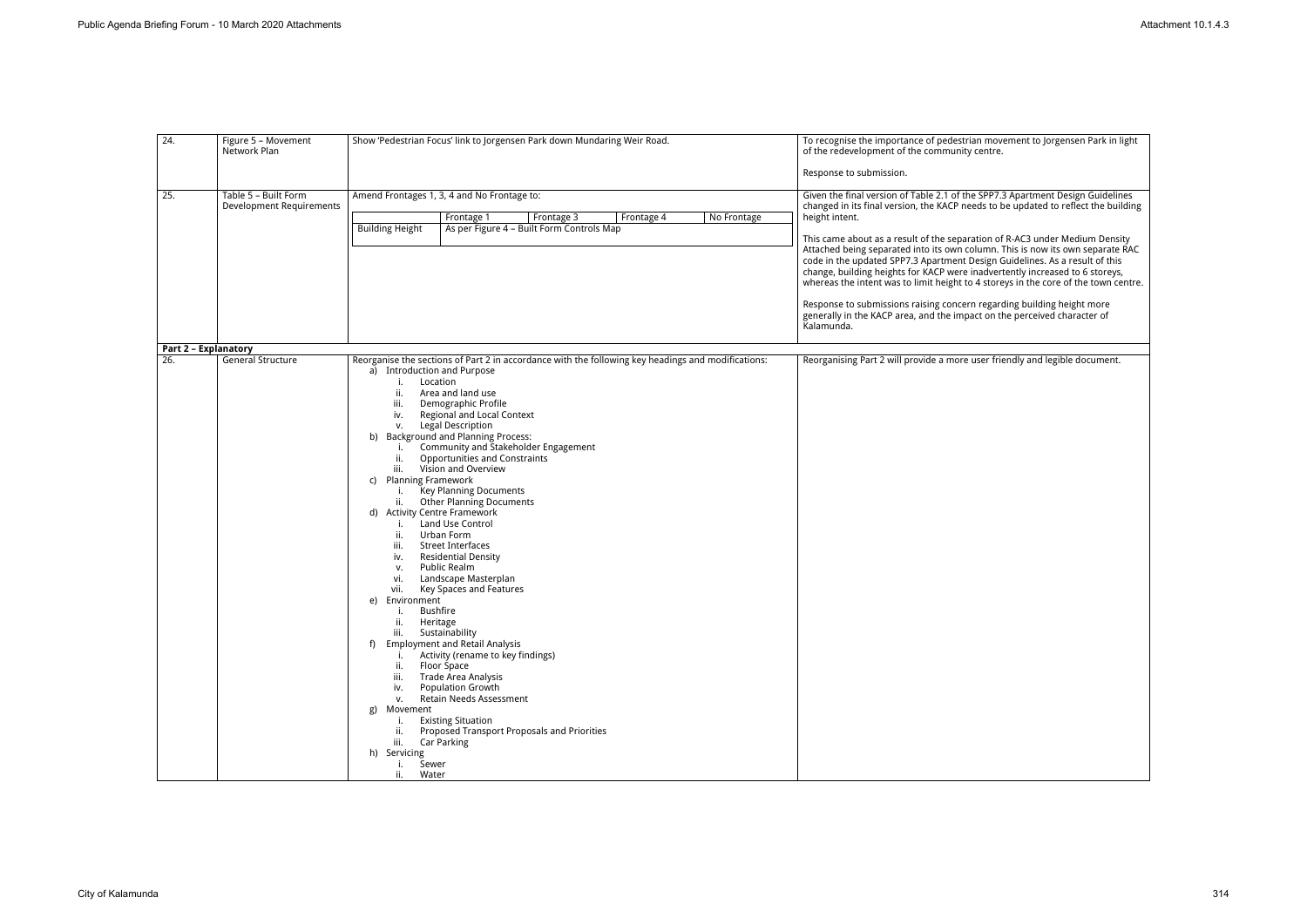| | | | |
|---|---|---|---|
| 24. | Figure 5 – Movement Network Plan | Show 'Pedestrian Focus' link to Jorgensen Park down Mundaring Weir Road. | To recognise the importance of pedestrian movement to Jorgensen Park in light of the redevelopment of the community centre.<br><br>Response to submission. |
| 25. | Table 5 – Built Form Development Requirements | Amend Frontages 1, 3, 4 and No Frontage to:<br><br>\| \| Frontage 1 \| Frontage 3 \| Frontage 4 \| No Frontage \|<br>\| Building Height \| As per Figure 4 – Built Form Controls Map \| \| \| \| | Given the final version of Table 2.1 of the SPP7.3 Apartment Design Guidelines changed in its final version, the KACP needs to be updated to reflect the building height intent.<br><br>This came about as a result of the separation of R-AC3 under Medium Density Attached being separated into its own column. This is now its own separate RAC code in the updated SPP7.3 Apartment Design Guidelines. As a result of this change, building heights for KACP were inadvertently increased to 6 storeys, whereas the intent was to limit height to 4 storeys in the core of the town centre.<br><br>Response to submissions raising concern regarding building height more generally in the KACP area, and the impact on the perceived character of Kalamunda. |
| **Part 2 – Explanatory** | | | |
| 26. | General Structure | Reorganise the sections of Part 2 in accordance with the following key headings and modifications:<br>a) Introduction and Purpose<br>i. Location<br>ii. Area and land use<br>iii. Demographic Profile<br>iv. Regional and Local Context<br>v. Legal Description<br>b) Background and Planning Process:<br>i. Community and Stakeholder Engagement<br>ii. Opportunities and Constraints<br>iii. Vision and Overview<br>c) Planning Framework<br>i. Key Planning Documents<br>ii. Other Planning Documents<br>d) Activity Centre Framework<br>i. Land Use Control<br>ii. Urban Form<br>iii. Street Interfaces<br>iv. Residential Density<br>v. Public Realm<br>vi. Landscape Masterplan<br>vii. Key Spaces and Features<br>e) Environment<br>i. Bushfire<br>ii. Heritage<br>iii. Sustainability<br>f) Employment and Retail Analysis<br>i. Activity (rename to key findings)<br>ii. Floor Space<br>iii. Trade Area Analysis<br>iv. Population Growth<br>v. Retain Needs Assessment<br>g) Movement<br>i. Existing Situation<br>ii. Proposed Transport Proposals and Priorities<br>iii. Car Parking<br>h) Servicing<br>i. Sewer<br>ii. Water | Reorganising Part 2 will provide a more user friendly and legible document. |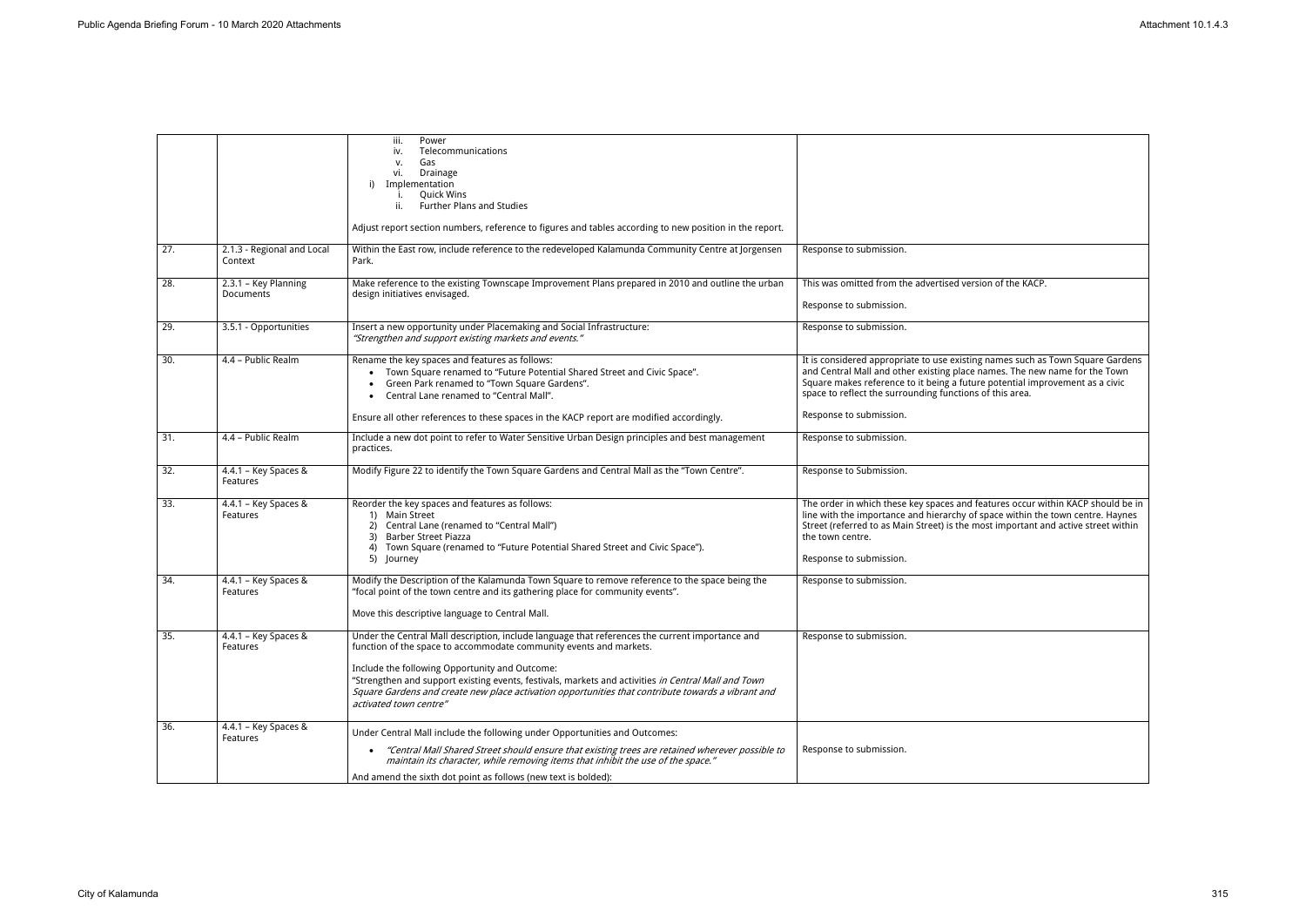| | | | |
|---|---|---|---|
| | | iii. Power<br>iv. Telecommunications<br>v. Gas<br>vi. Drainage<br>i) Implementation<br>i. Quick Wins<br>ii. Further Plans and Studies<br><br>Adjust report section numbers, reference to figures and tables according to new position in the report. | |
| 27. | 2.1.3 - Regional and Local Context | Within the East row, include reference to the redeveloped Kalamunda Community Centre at Jorgensen Park. | Response to submission. |
| 28. | 2.3.1 – Key Planning Documents | Make reference to the existing Townscape Improvement Plans prepared in 2010 and outline the urban design initiatives envisaged. | This was omitted from the advertised version of the KACP.<br><br>Response to submission. |
| 29. | 3.5.1 - Opportunities | Insert a new opportunity under Placemaking and Social Infrastructure:<br>*"Strengthen and support existing markets and events."* | Response to submission. |
| 30. | 4.4 – Public Realm | Rename the key spaces and features as follows:<br>• Town Square renamed to "Future Potential Shared Street and Civic Space".<br>• Green Park renamed to "Town Square Gardens".<br>• Central Lane renamed to "Central Mall".<br><br>Ensure all other references to these spaces in the KACP report are modified accordingly. | It is considered appropriate to use existing names such as Town Square Gardens and Central Mall and other existing place names. The new name for the Town Square makes reference to it being a future potential improvement as a civic space to reflect the surrounding functions of this area.<br><br>Response to submission. |
| 31. | 4.4 – Public Realm | Include a new dot point to refer to Water Sensitive Urban Design principles and best management practices. | Response to Submission. |
| 32. | 4.4.1 – Key Spaces & Features | Modify Figure 22 to identify the Town Square Gardens and Central Mall as the "Town Centre". | Response to Submission. |
| 33. | 4.4.1 – Key Spaces & Features | Reorder the key spaces and features as follows:<br>1) Main Street<br>2) Central Lane (renamed to "Central Mall")<br>3) Barber Street Piazza<br>4) Town Square (renamed to "Future Potential Shared Street and Civic Space").<br>5) Journey | The order in which these key spaces and features occur within KACP should be in line with the importance and hierarchy of space within the town centre. Haynes Street (referred to as Main Street) is the most important and active street within the town centre.<br><br>Response to submission. |
| 34. | 4.4.1 – Key Spaces & Features | Modify the Description of the Kalamunda Town Square to remove reference to the space being the "focal point of the town centre and its gathering place for community events".<br><br>Move this descriptive language to Central Mall. | Response to submission. |
| 35. | 4.4.1 – Key Spaces & Features | Under the Central Mall description, include language that references the current importance and function of the space to accommodate community events and markets.<br><br>Include the following Opportunity and Outcome:<br>"Strengthen and support existing events, festivals, markets and activities *in Central Mall and Town Square Gardens and create new place activation opportunities that contribute towards a vibrant and activated town centre"* | Response to submission. |
| 36. | 4.4.1 – Key Spaces & Features | Under Central Mall include the following under Opportunities and Outcomes:<br>• *"Central Mall Shared Street should ensure that existing trees are retained wherever possible to maintain its character, while removing items that inhibit the use of the space."*<br><br>And amend the sixth dot point as follows (new text is bolded): | Response to submission. |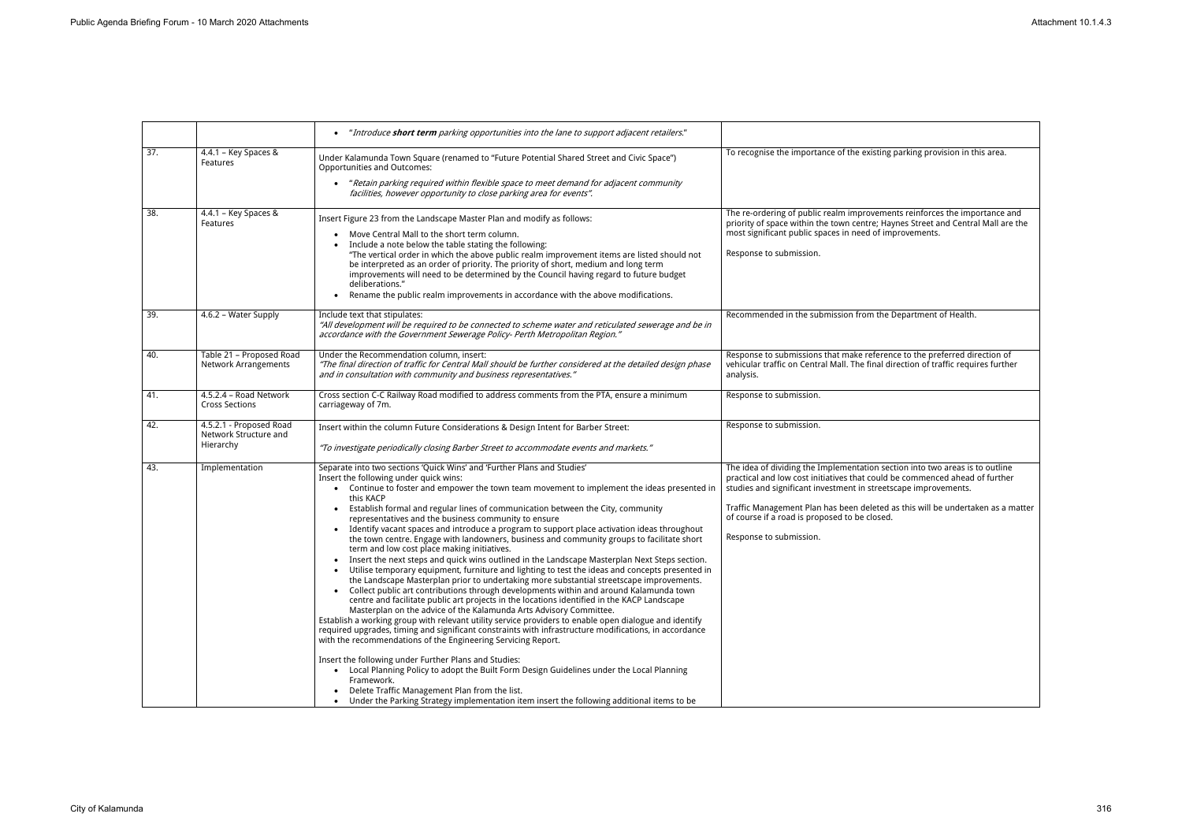| | | | |
|---|---|---|---|
| | | • "*Introduce **short term** parking opportunities into the lane to support adjacent retailers.*" | |
| 37. | 4.4.1 – Key Spaces & Features | Under Kalamunda Town Square (renamed to "Future Potential Shared Street and Civic Space") Opportunities and Outcomes:<br>• "*Retain parking required within flexible space to meet demand for adjacent community facilities, however opportunity to close parking area for events*". | To recognise the importance of the existing parking provision in this area. |
| 38. | 4.4.1 – Key Spaces & Features | Insert Figure 23 from the Landscape Master Plan and modify as follows:<br>• Move Central Mall to the short term column.<br>• Include a note below the table stating the following:<br>"The vertical order in which the above public realm improvement items are listed should not be interpreted as an order of priority. The priority of short, medium and long term improvements will need to be determined by the Council having regard to future budget deliberations."<br>• Rename the public realm improvements in accordance with the above modifications. | The re-ordering of public realm improvements reinforces the importance and priority of space within the town centre; Haynes Street and Central Mall are the most significant public spaces in need of improvements.<br><br>Response to submission. |
| 39. | 4.6.2 – Water Supply | Include text that stipulates:<br>*"All development will be required to be connected to scheme water and reticulated sewerage and be in accordance with the Government Sewerage Policy- Perth Metropolitan Region."* | Recommended in the submission from the Department of Health. |
| 40. | Table 21 – Proposed Road Network Arrangements | Under the Recommendation column, insert:<br>*"The final direction of traffic for Central Mall should be further considered at the detailed design phase and in consultation with community and business representatives."* | Response to submissions that make reference to the preferred direction of vehicular traffic on Central Mall. The final direction of traffic requires further analysis. |
| 41. | 4.5.2.4 – Road Network Cross Sections | Cross section C-C Railway Road modified to address comments from the PTA, ensure a minimum carriageway of 7m. | Response to submission. |
| 42. | 4.5.2.1 - Proposed Road Network Structure and Hierarchy | Insert within the column Future Considerations & Design Intent for Barber Street:<br><br>*"To investigate periodically closing Barber Street to accommodate events and markets."* | Response to submission. |
| 43. | Implementation | Separate into two sections 'Quick Wins' and 'Further Plans and Studies'<br>Insert the following under quick wins:<br>• Continue to foster and empower the town team movement to implement the ideas presented in this KACP<br>• Establish formal and regular lines of communication between the City, community representatives and the business community to ensure<br>• Identify vacant spaces and introduce a program to support place activation ideas throughout the town centre. Engage with landowners, business and community groups to facilitate short term and low cost place making initiatives.<br>• Insert the next steps and quick wins outlined in the Landscape Masterplan Next Steps section.<br>• Utilise temporary equipment, furniture and lighting to test the ideas and concepts presented in the Landscape Masterplan prior to undertaking more substantial streetscape improvements.<br>• Collect public art contributions through developments within and around Kalamunda town centre and facilitate public art projects in the locations identified in the KACP Landscape Masterplan on the advice of the Kalamunda Arts Advisory Committee.<br>Establish a working group with relevant utility service providers to enable open dialogue and identify required upgrades, timing and significant constraints with infrastructure modifications, in accordance with the recommendations of the Engineering Servicing Report.<br><br>Insert the following under Further Plans and Studies:<br>• Local Planning Policy to adopt the Built Form Design Guidelines under the Local Planning Framework.<br>• Delete Traffic Management Plan from the list.<br>• Under the Parking Strategy implementation item insert the following additional items to be | The idea of dividing the Implementation section into two areas is to outline practical and low cost initiatives that could be commenced ahead of further studies and significant investment in streetscape improvements.<br><br>Traffic Management Plan has been deleted as this will be undertaken as a matter of course if a road is proposed to be closed.<br><br>Response to submission. |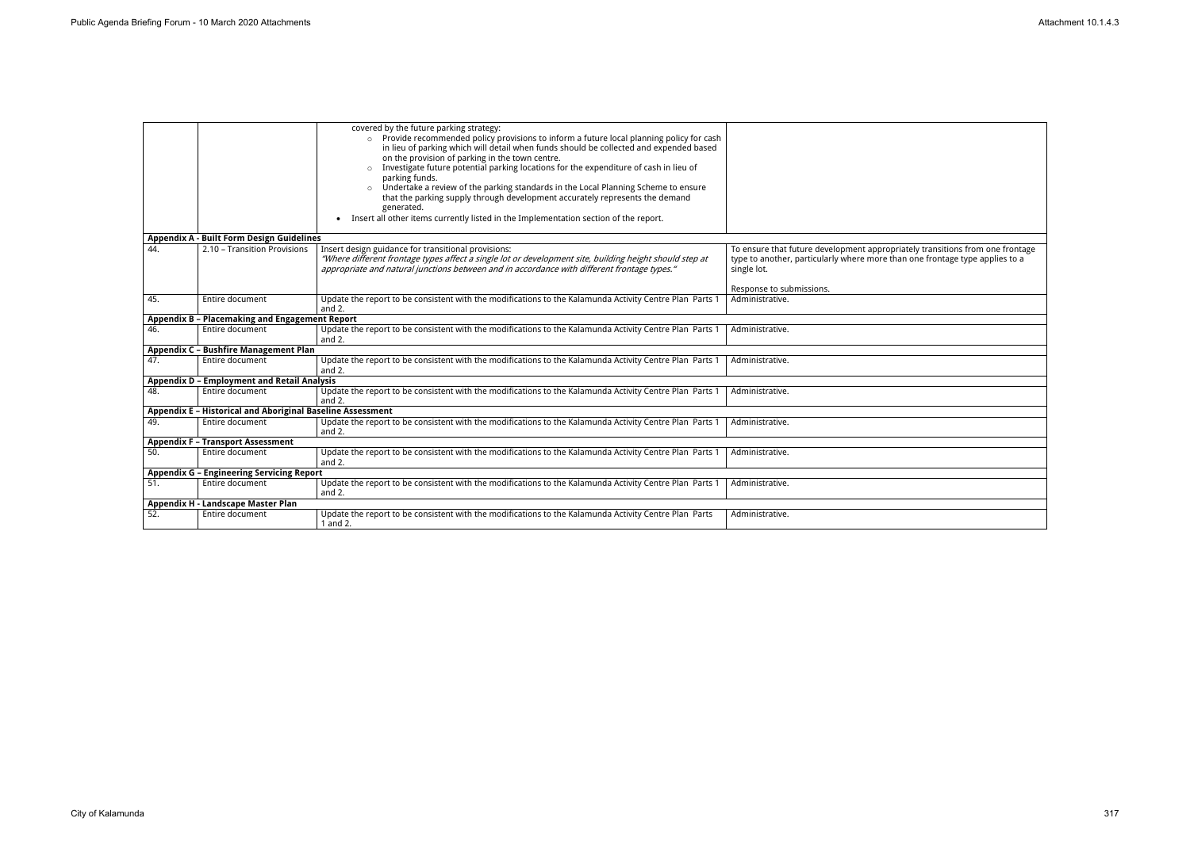| | | | |
|---|---|---|---|
| | | covered by the future parking strategy:<br>○ Provide recommended policy provisions to inform a future local planning policy for cash in lieu of parking which will detail when funds should be collected and expended based on the provision of parking in the town centre.<br>○ Investigate future potential parking locations for the expenditure of cash in lieu of parking funds.<br>○ Undertake a review of the parking standards in the Local Planning Scheme to ensure that the parking supply through development accurately represents the demand generated.<br>• Insert all other items currently listed in the Implementation section of the report. | |
| **Appendix A - Built Form Design Guidelines** | | | |
| 44. | 2.10 – Transition Provisions | Insert design guidance for transitional provisions:<br>*"Where different frontage types affect a single lot or development site, building height should step at appropriate and natural junctions between and in accordance with different frontage types."* | To ensure that future development appropriately transitions from one frontage type to another, particularly where more than one frontage type applies to a single lot.<br><br>Response to submissions. |
| 45. | Entire document | Update the report to be consistent with the modifications to the Kalamunda Activity Centre Plan Parts 1 and 2. | Administrative. |
| **Appendix B – Placemaking and Engagement Report** | | | |
| 46. | Entire document | Update the report to be consistent with the modifications to the Kalamunda Activity Centre Plan Parts 1 and 2. | Administrative. |
| **Appendix C – Bushfire Management Plan** | | | |
| 47. | Entire document | Update the report to be consistent with the modifications to the Kalamunda Activity Centre Plan Parts 1 and 2. | Administrative. |
| **Appendix D – Employment and Retail Analysis** | | | |
| 48. | Entire document | Update the report to be consistent with the modifications to the Kalamunda Activity Centre Plan Parts 1 and 2. | Administrative. |
| **Appendix E – Historical and Aboriginal Baseline Assessment** | | | |
| 49. | Entire document | Update the report to be consistent with the modifications to the Kalamunda Activity Centre Plan Parts 1 and 2. | Administrative. |
| **Appendix F – Transport Assessment** | | | |
| 50. | Entire document | Update the report to be consistent with the modifications to the Kalamunda Activity Centre Plan Parts 1 and 2. | Administrative. |
| **Appendix G – Engineering Servicing Report** | | | |
| 51. | Entire document | Update the report to be consistent with the modifications to the Kalamunda Activity Centre Plan Parts 1 and 2. | Administrative. |
| **Appendix H - Landscape Master Plan** | | | |
| 52. | Entire document | Update the report to be consistent with the modifications to the Kalamunda Activity Centre Plan Parts 1 and 2. | Administrative. |